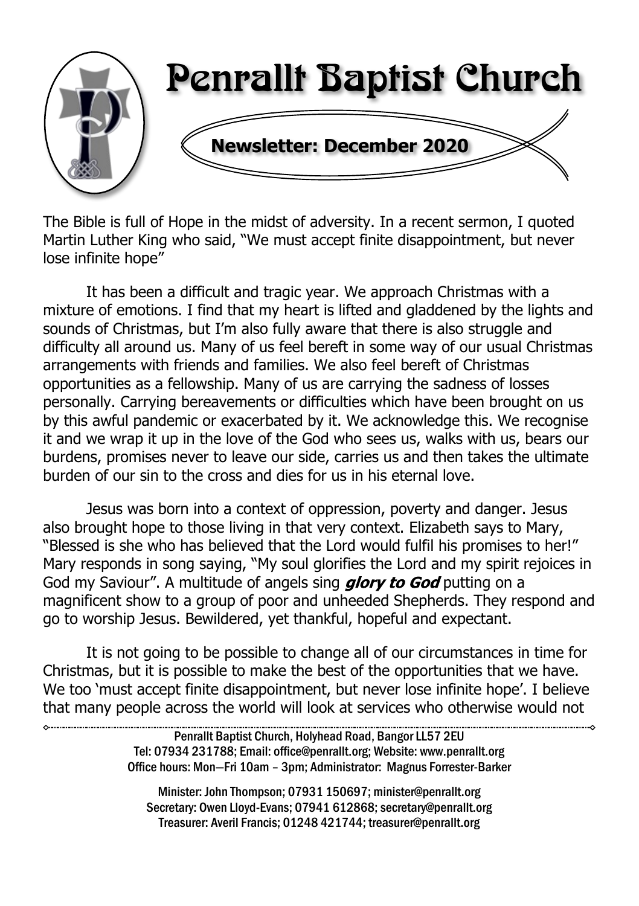# Penrallt Baptist Church

## Newsletter: December 2020

The Bible is full of Hope in the midst of adversity. In a recent sermon, I quoted Martin Luther King who said, "We must accept finite disappointment, but never lose infinite hope"

It has been a difficult and tragic year. We approach Christmas with a mixture of emotions. I find that my heart is lifted and gladdened by the lights and sounds of Christmas, but I'm also fully aware that there is also struggle and difficulty all around us. Many of us feel bereft in some way of our usual Christmas arrangements with friends and families. We also feel bereft of Christmas opportunities as a fellowship. Many of us are carrying the sadness of losses personally. Carrying bereavements or difficulties which have been brought on us by this awful pandemic or exacerbated by it. We acknowledge this. We recognise it and we wrap it up in the love of the God who sees us, walks with us, bears our burdens, promises never to leave our side, carries us and then takes the ultimate burden of our sin to the cross and dies for us in his eternal love.

Jesus was born into a context of oppression, poverty and danger. Jesus also brought hope to those living in that very context. Elizabeth says to Mary, "Blessed is she who has believed that the Lord would fulfil his promises to her!" Mary responds in song saying, "My soul glorifies the Lord and my spirit rejoices in God my Saviour". A multitude of angels sing ***glory to God*** putting on a magnificent show to a group of poor and unheeded Shepherds. They respond and go to worship Jesus. Bewildered, yet thankful, hopeful and expectant.

It is not going to be possible to change all of our circumstances in time for Christmas, but it is possible to make the best of the opportunities that we have. We too 'must accept finite disappointment, but never lose infinite hope'. I believe that many people across the world will look at services who otherwise would not

---

Penrallt Baptist Church, Holyhead Road, Bangor LL57 2EU
Tel: 07934 231788; Email: office@penrallt.org; Website: www.penrallt.org
Office hours: Mon—Fri 10am – 3pm; Administrator: Magnus Forrester-Barker

Minister: John Thompson; 07931 150697; minister@penrallt.org
Secretary: Owen Lloyd-Evans; 07941 612868; secretary@penrallt.org
Treasurer: Averil Francis; 01248 421744; treasurer@penrallt.org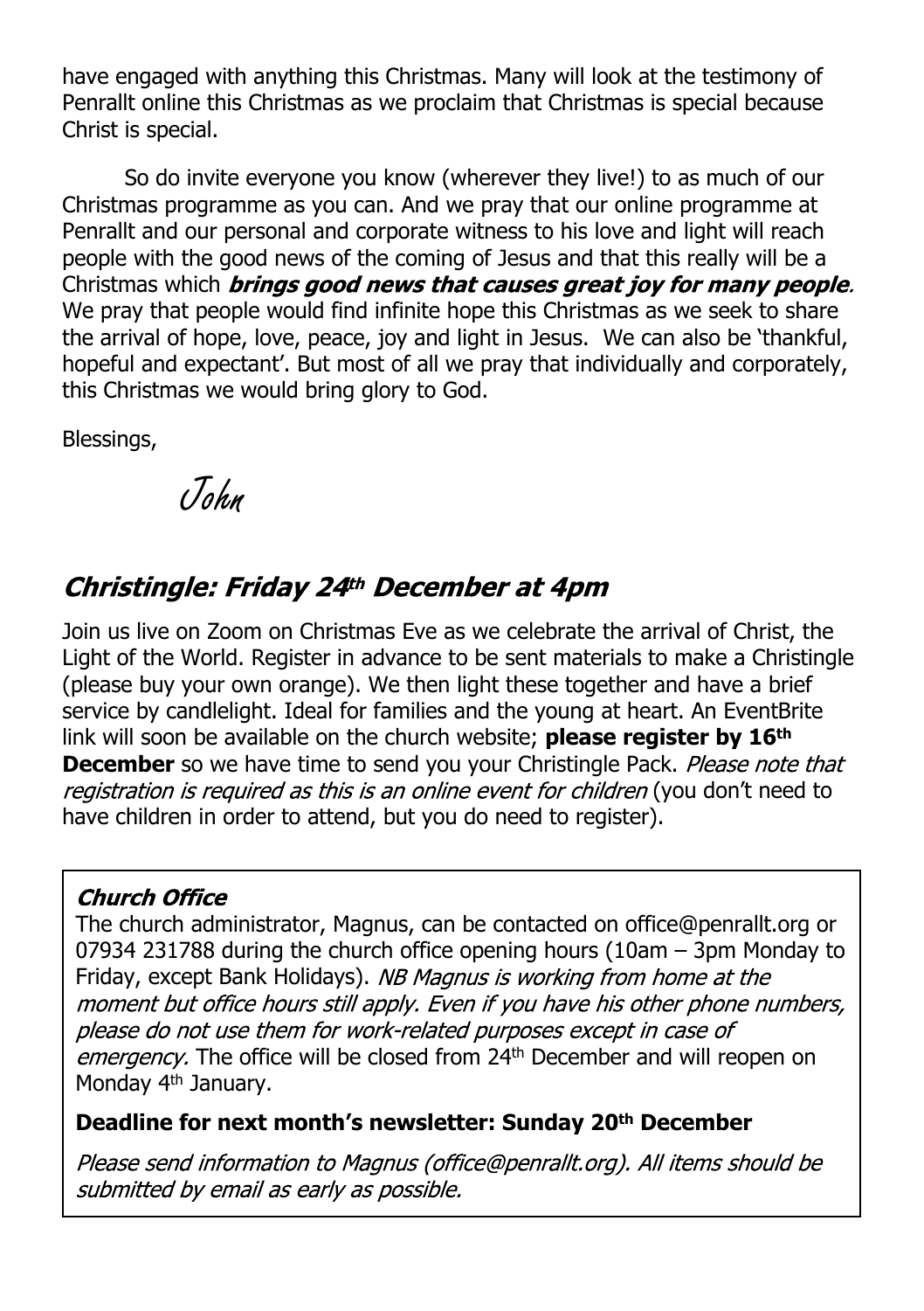have engaged with anything this Christmas. Many will look at the testimony of Penrallt online this Christmas as we proclaim that Christmas is special because Christ is special.

So do invite everyone you know (wherever they live!) to as much of our Christmas programme as you can. And we pray that our online programme at Penrallt and our personal and corporate witness to his love and light will reach people with the good news of the coming of Jesus and that this really will be a Christmas which ***brings good news that causes great joy for many people***. We pray that people would find infinite hope this Christmas as we seek to share the arrival of hope, love, peace, joy and light in Jesus. We can also be 'thankful, hopeful and expectant'. But most of all we pray that individually and corporately, this Christmas we would bring glory to God.

Blessings,

John

## *Christingle: Friday 24th December at 4pm*

Join us live on Zoom on Christmas Eve as we celebrate the arrival of Christ, the Light of the World. Register in advance to be sent materials to make a Christingle (please buy your own orange). We then light these together and have a brief service by candlelight. Ideal for families and the young at heart. An EventBrite link will soon be available on the church website; **please register by 16th December** so we have time to send you your Christingle Pack. *Please note that registration is required as this is an online event for children* (you don't need to have children in order to attend, but you do need to register).

### *Church Office*

The church administrator, Magnus, can be contacted on office@penrallt.org or 07934 231788 during the church office opening hours (10am – 3pm Monday to Friday, except Bank Holidays). *NB Magnus is working from home at the moment but office hours still apply. Even if you have his other phone numbers, please do not use them for work-related purposes except in case of emergency.* The office will be closed from 24th December and will reopen on Monday 4th January.

**Deadline for next month's newsletter: Sunday 20th December**

*Please send information to Magnus (office@penrallt.org). All items should be submitted by email as early as possible.*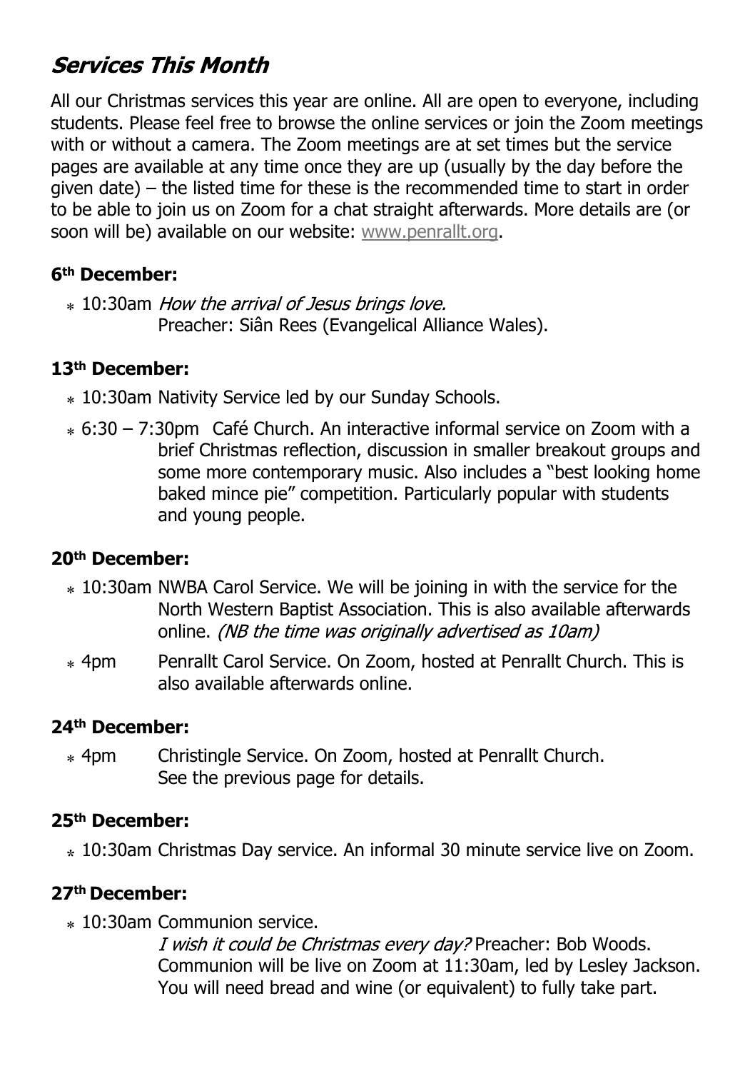## *Services This Month*

All our Christmas services this year are online. All are open to everyone, including students. Please feel free to browse the online services or join the Zoom meetings with or without a camera. The Zoom meetings are at set times but the service pages are available at any time once they are up (usually by the day before the given date) – the listed time for these is the recommended time to start in order to be able to join us on Zoom for a chat straight afterwards. More details are (or soon will be) available on our website: www.penrallt.org.

### 6th December:

- 10:30am *How the arrival of Jesus brings love.*
  Preacher: Siân Rees (Evangelical Alliance Wales).

### 13th December:

- 10:30am Nativity Service led by our Sunday Schools.
- 6:30 – 7:30pm Café Church. An interactive informal service on Zoom with a brief Christmas reflection, discussion in smaller breakout groups and some more contemporary music. Also includes a "best looking home baked mince pie" competition. Particularly popular with students and young people.

### 20th December:

- 10:30am NWBA Carol Service. We will be joining in with the service for the North Western Baptist Association. This is also available afterwards online. *(NB the time was originally advertised as 10am)*
- 4pm Penrallt Carol Service. On Zoom, hosted at Penrallt Church. This is also available afterwards online.

### 24th December:

- 4pm Christingle Service. On Zoom, hosted at Penrallt Church.
  See the previous page for details.

### 25th December:

- 10:30am Christmas Day service. An informal 30 minute service live on Zoom.

### 27th December:

- 10:30am Communion service.
  *I wish it could be Christmas every day?* Preacher: Bob Woods.
  Communion will be live on Zoom at 11:30am, led by Lesley Jackson.
  You will need bread and wine (or equivalent) to fully take part.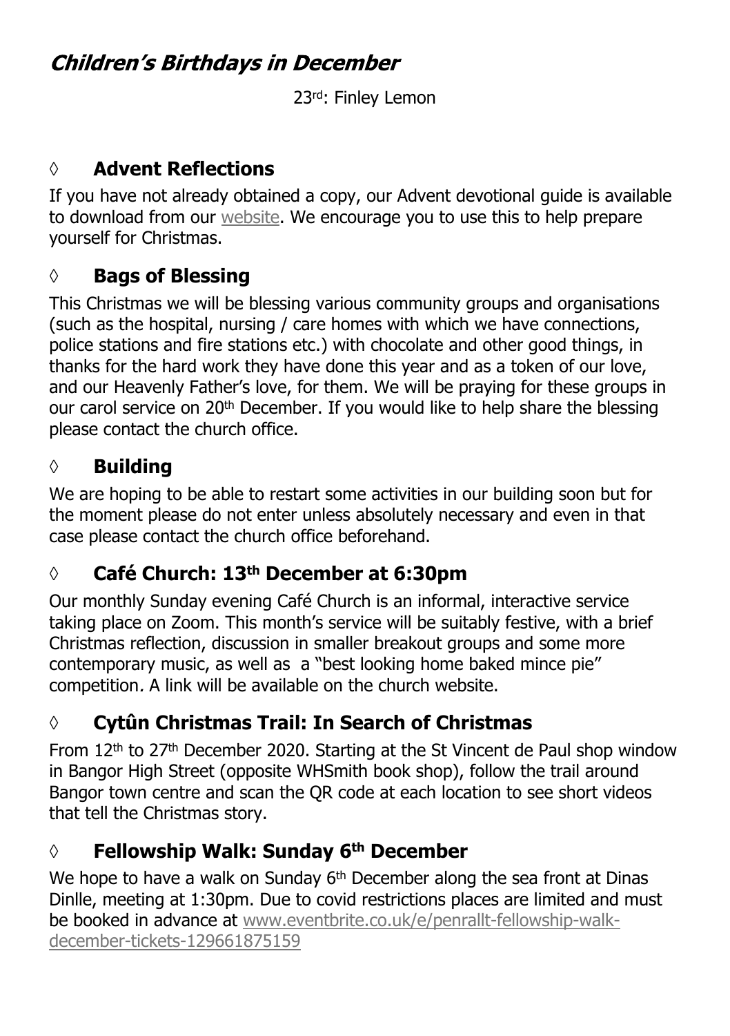## *Children's Birthdays in December*

23rd: Finley Lemon

◊ **Advent Reflections**

If you have not already obtained a copy, our Advent devotional guide is available to download from our website. We encourage you to use this to help prepare yourself for Christmas.

◊ **Bags of Blessing**

This Christmas we will be blessing various community groups and organisations (such as the hospital, nursing / care homes with which we have connections, police stations and fire stations etc.) with chocolate and other good things, in thanks for the hard work they have done this year and as a token of our love, and our Heavenly Father's love, for them. We will be praying for these groups in our carol service on 20th December. If you would like to help share the blessing please contact the church office.

◊ **Building**

We are hoping to be able to restart some activities in our building soon but for the moment please do not enter unless absolutely necessary and even in that case please contact the church office beforehand.

◊ **Café Church: 13th December at 6:30pm**

Our monthly Sunday evening Café Church is an informal, interactive service taking place on Zoom. This month's service will be suitably festive, with a brief Christmas reflection, discussion in smaller breakout groups and some more contemporary music, as well as a "best looking home baked mince pie" competition. A link will be available on the church website.

◊ **Cytûn Christmas Trail: In Search of Christmas**

From 12th to 27th December 2020. Starting at the St Vincent de Paul shop window in Bangor High Street (opposite WHSmith book shop), follow the trail around Bangor town centre and scan the QR code at each location to see short videos that tell the Christmas story.

◊ **Fellowship Walk: Sunday 6th December**

We hope to have a walk on Sunday 6th December along the sea front at Dinas Dinlle, meeting at 1:30pm. Due to covid restrictions places are limited and must be booked in advance at www.eventbrite.co.uk/e/penrallt-fellowship-walk-december-tickets-129661875159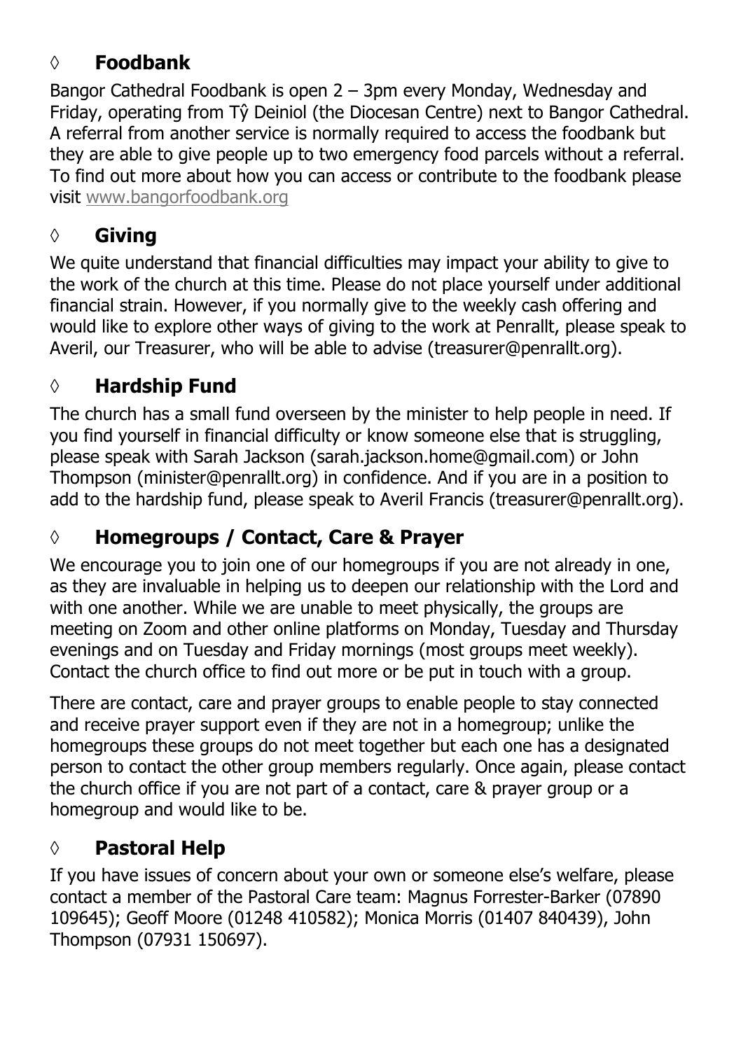## ◊ **Foodbank**

Bangor Cathedral Foodbank is open 2 – 3pm every Monday, Wednesday and Friday, operating from Tŷ Deiniol (the Diocesan Centre) next to Bangor Cathedral. A referral from another service is normally required to access the foodbank but they are able to give people up to two emergency food parcels without a referral. To find out more about how you can access or contribute to the foodbank please visit www.bangorfoodbank.org

## ◊ **Giving**

We quite understand that financial difficulties may impact your ability to give to the work of the church at this time. Please do not place yourself under additional financial strain. However, if you normally give to the weekly cash offering and would like to explore other ways of giving to the work at Penrallt, please speak to Averil, our Treasurer, who will be able to advise (treasurer@penrallt.org).

## ◊ **Hardship Fund**

The church has a small fund overseen by the minister to help people in need. If you find yourself in financial difficulty or know someone else that is struggling, please speak with Sarah Jackson (sarah.jackson.home@gmail.com) or John Thompson (minister@penrallt.org) in confidence. And if you are in a position to add to the hardship fund, please speak to Averil Francis (treasurer@penrallt.org).

## ◊ **Homegroups / Contact, Care & Prayer**

We encourage you to join one of our homegroups if you are not already in one, as they are invaluable in helping us to deepen our relationship with the Lord and with one another. While we are unable to meet physically, the groups are meeting on Zoom and other online platforms on Monday, Tuesday and Thursday evenings and on Tuesday and Friday mornings (most groups meet weekly). Contact the church office to find out more or be put in touch with a group.

There are contact, care and prayer groups to enable people to stay connected and receive prayer support even if they are not in a homegroup; unlike the homegroups these groups do not meet together but each one has a designated person to contact the other group members regularly. Once again, please contact the church office if you are not part of a contact, care & prayer group or a homegroup and would like to be.

## ◊ **Pastoral Help**

If you have issues of concern about your own or someone else's welfare, please contact a member of the Pastoral Care team: Magnus Forrester-Barker (07890 109645); Geoff Moore (01248 410582); Monica Morris (01407 840439), John Thompson (07931 150697).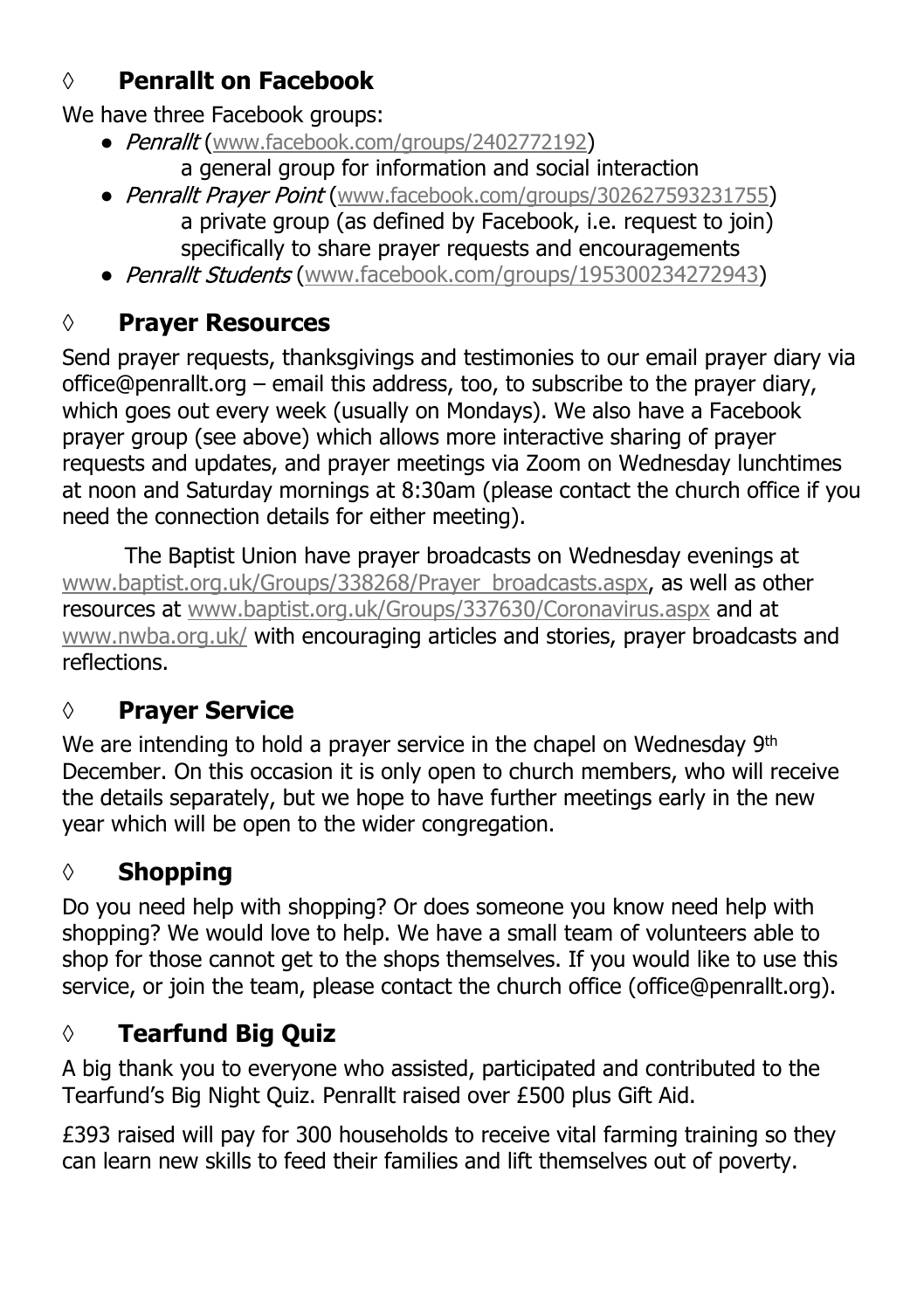## ◊ Penrallt on Facebook

We have three Facebook groups:

- *Penrallt* (www.facebook.com/groups/2402772192)
  a general group for information and social interaction
- *Penrallt Prayer Point* (www.facebook.com/groups/302627593231755)
  a private group (as defined by Facebook, i.e. request to join) specifically to share prayer requests and encouragements
- *Penrallt Students* (www.facebook.com/groups/195300234272943)

## ◊ Prayer Resources

Send prayer requests, thanksgivings and testimonies to our email prayer diary via office@penrallt.org – email this address, too, to subscribe to the prayer diary, which goes out every week (usually on Mondays). We also have a Facebook prayer group (see above) which allows more interactive sharing of prayer requests and updates, and prayer meetings via Zoom on Wednesday lunchtimes at noon and Saturday mornings at 8:30am (please contact the church office if you need the connection details for either meeting).

The Baptist Union have prayer broadcasts on Wednesday evenings at www.baptist.org.uk/Groups/338268/Prayer_broadcasts.aspx, as well as other resources at www.baptist.org.uk/Groups/337630/Coronavirus.aspx and at www.nwba.org.uk/ with encouraging articles and stories, prayer broadcasts and reflections.

## ◊ Prayer Service

We are intending to hold a prayer service in the chapel on Wednesday 9th December. On this occasion it is only open to church members, who will receive the details separately, but we hope to have further meetings early in the new year which will be open to the wider congregation.

## ◊ Shopping

Do you need help with shopping? Or does someone you know need help with shopping? We would love to help. We have a small team of volunteers able to shop for those cannot get to the shops themselves. If you would like to use this service, or join the team, please contact the church office (office@penrallt.org).

## ◊ Tearfund Big Quiz

A big thank you to everyone who assisted, participated and contributed to the Tearfund's Big Night Quiz. Penrallt raised over £500 plus Gift Aid.

£393 raised will pay for 300 households to receive vital farming training so they can learn new skills to feed their families and lift themselves out of poverty.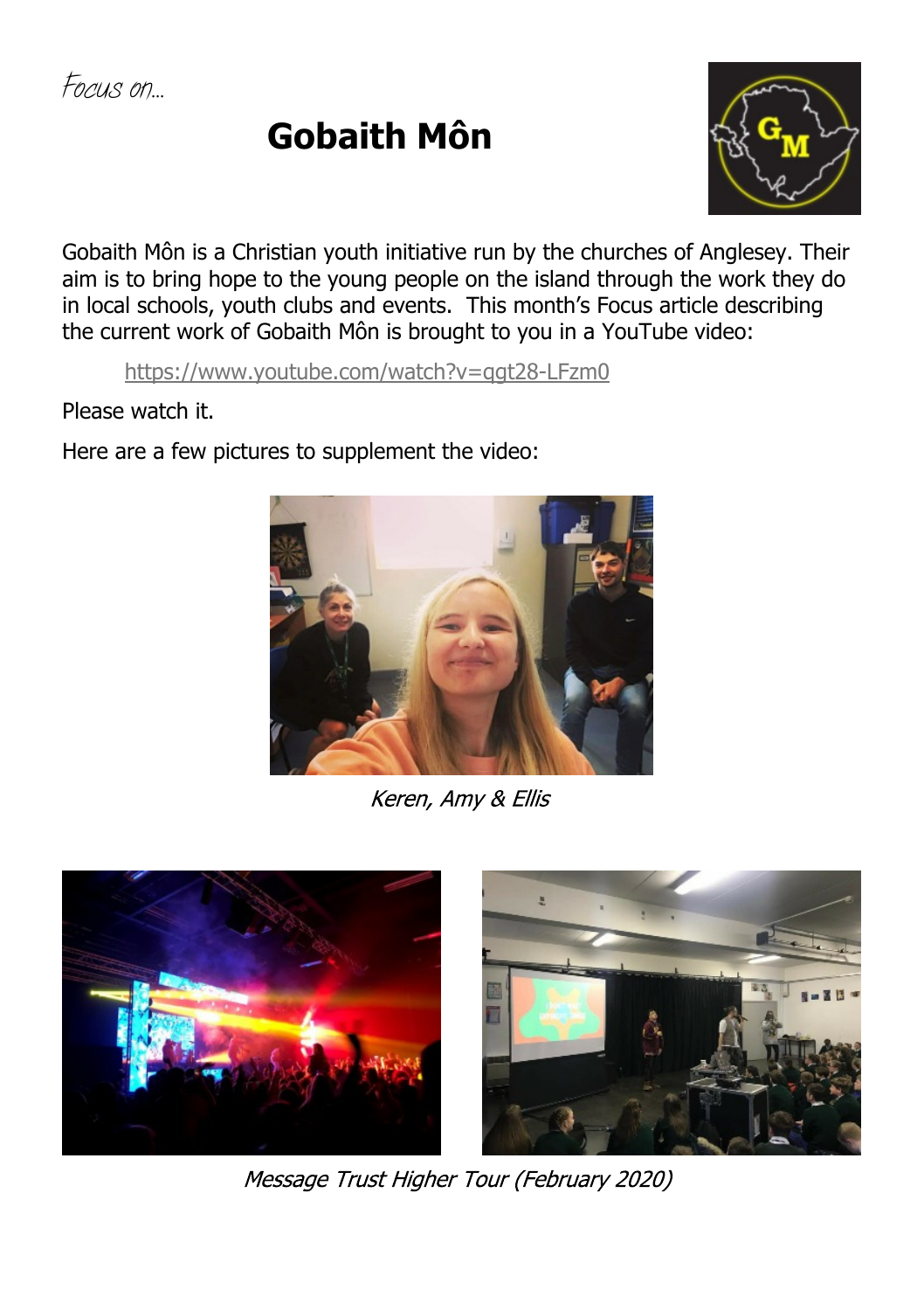*Focus on…*

# Gobaith Môn

Gobaith Môn is a Christian youth initiative run by the churches of Anglesey. Their aim is to bring hope to the young people on the island through the work they do in local schools, youth clubs and events. This month's Focus article describing the current work of Gobaith Môn is brought to you in a YouTube video:

https://www.youtube.com/watch?v=qgt28-LFzm0

Please watch it.

Here are a few pictures to supplement the video:

*Keren, Amy & Ellis*

*Message Trust Higher Tour (February 2020)*